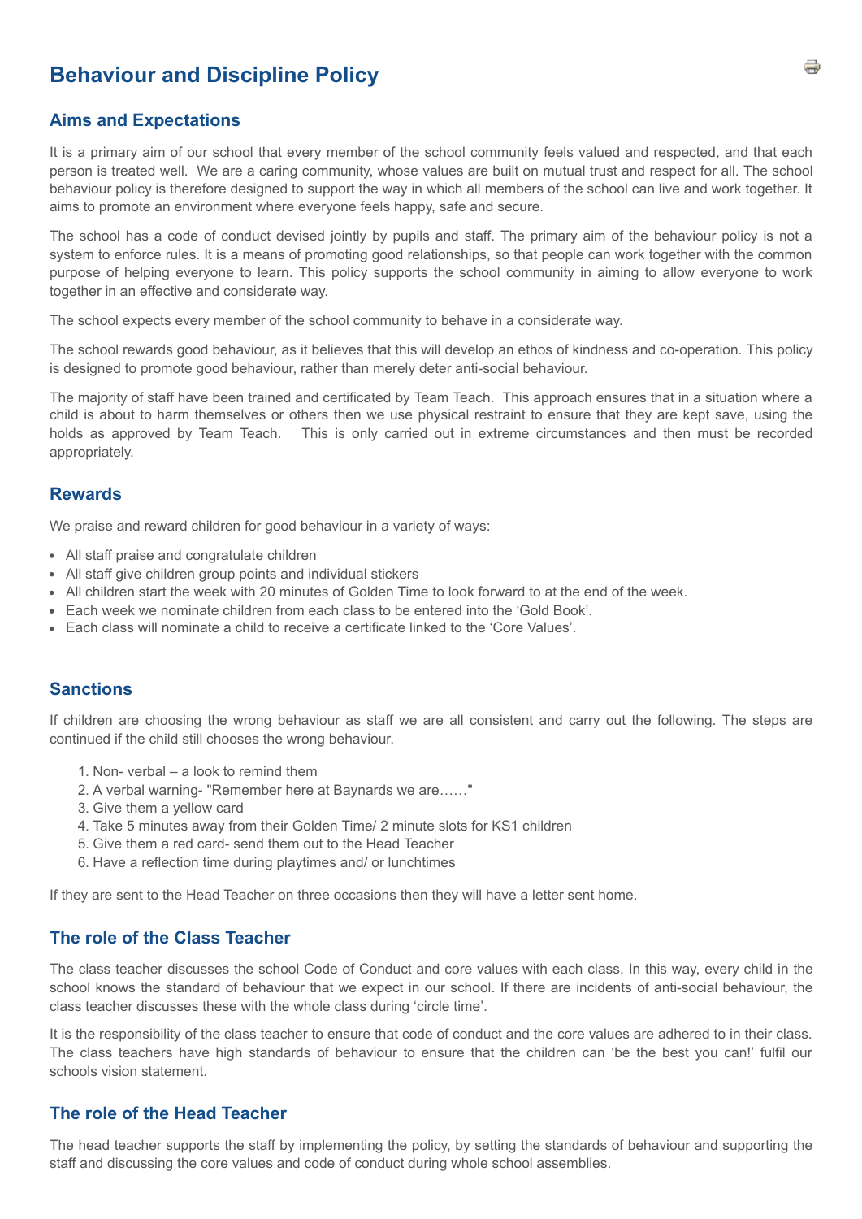# Behaviour and Discipline Policy

## Aims and Expectations

It is a primary aim of our school that every member of the school community feels valued and respected, and that each person is treated well. We are a caring community, whose values are built on mutual trust and respect for all. The school behaviour policy is therefore designed to support the way in which all members of the school can live and work together. It aims to promote an environment where everyone feels happy, safe and secure.

The school has a code of conduct devised jointly by pupils and staff. The primary aim of the behaviour policy is not a system to enforce rules. It is a means of promoting good relationships, so that people can work together with the common purpose of helping everyone to learn. This policy supports the school community in aiming to allow everyone to work together in an effective and considerate way.

The school expects every member of the school community to behave in a considerate way.

The school rewards good behaviour, as it believes that this will develop an ethos of kindness and co-operation. This policy is designed to promote good behaviour, rather than merely deter anti-social behaviour.

The majority of staff have been trained and certificated by Team Teach. This approach ensures that in a situation where a child is about to harm themselves or others then we use physical restraint to ensure that they are kept save, using the holds as approved by Team Teach. This is only carried out in extreme circumstances and then must be recorded appropriately.

## Rewards

We praise and reward children for good behaviour in a variety of ways:

- All staff praise and congratulate children
- All staff give children group points and individual stickers
- All children start the week with 20 minutes of Golden Time to look forward to at the end of the week.
- Each week we nominate children from each class to be entered into the 'Gold Book'.
- Each class will nominate a child to receive a certificate linked to the 'Core Values'.

## Sanctions

If children are choosing the wrong behaviour as staff we are all consistent and carry out the following. The steps are continued if the child still chooses the wrong behaviour.

1. Non- verbal – a look to remind them
2. A verbal warning- "Remember here at Baynards we are……"
3. Give them a yellow card
4. Take 5 minutes away from their Golden Time/ 2 minute slots for KS1 children
5. Give them a red card- send them out to the Head Teacher
6. Have a reflection time during playtimes and/ or lunchtimes

If they are sent to the Head Teacher on three occasions then they will have a letter sent home.

## The role of the Class Teacher

The class teacher discusses the school Code of Conduct and core values with each class. In this way, every child in the school knows the standard of behaviour that we expect in our school. If there are incidents of anti-social behaviour, the class teacher discusses these with the whole class during 'circle time'.

It is the responsibility of the class teacher to ensure that code of conduct and the core values are adhered to in their class. The class teachers have high standards of behaviour to ensure that the children can 'be the best you can!' fulfil our schools vision statement.

## The role of the Head Teacher

The head teacher supports the staff by implementing the policy, by setting the standards of behaviour and supporting the staff and discussing the core values and code of conduct during whole school assemblies.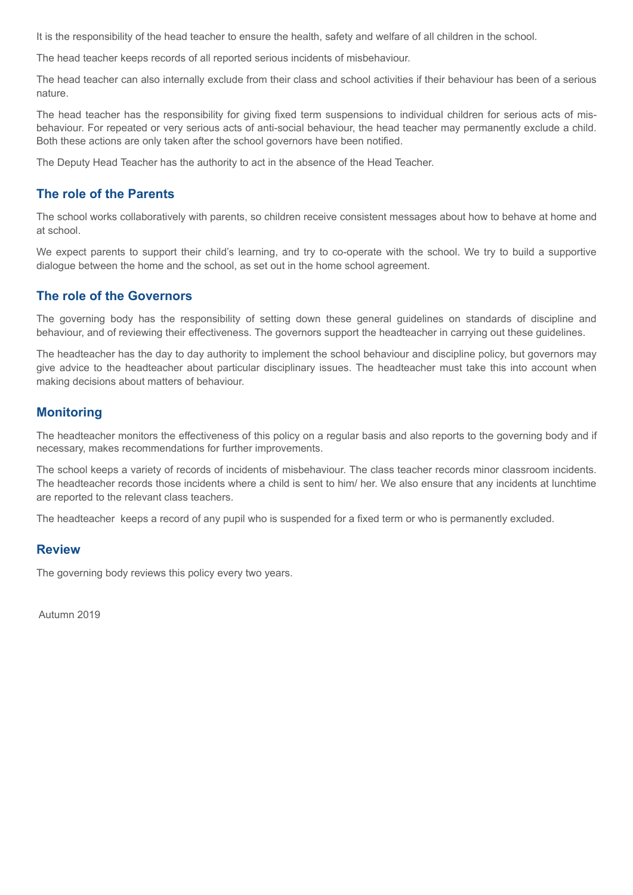It is the responsibility of the head teacher to ensure the health, safety and welfare of all children in the school.

The head teacher keeps records of all reported serious incidents of misbehaviour.

The head teacher can also internally exclude from their class and school activities if their behaviour has been of a serious nature.

The head teacher has the responsibility for giving fixed term suspensions to individual children for serious acts of misbehaviour. For repeated or very serious acts of anti-social behaviour, the head teacher may permanently exclude a child. Both these actions are only taken after the school governors have been notified.

The Deputy Head Teacher has the authority to act in the absence of the Head Teacher.

## The role of the Parents

The school works collaboratively with parents, so children receive consistent messages about how to behave at home and at school.

We expect parents to support their child's learning, and try to co-operate with the school. We try to build a supportive dialogue between the home and the school, as set out in the home school agreement.

## The role of the Governors

The governing body has the responsibility of setting down these general guidelines on standards of discipline and behaviour, and of reviewing their effectiveness. The governors support the headteacher in carrying out these guidelines.

The headteacher has the day to day authority to implement the school behaviour and discipline policy, but governors may give advice to the headteacher about particular disciplinary issues. The headteacher must take this into account when making decisions about matters of behaviour.

## Monitoring

The headteacher monitors the effectiveness of this policy on a regular basis and also reports to the governing body and if necessary, makes recommendations for further improvements.

The school keeps a variety of records of incidents of misbehaviour. The class teacher records minor classroom incidents. The headteacher records those incidents where a child is sent to him/ her. We also ensure that any incidents at lunchtime are reported to the relevant class teachers.

The headteacher keeps a record of any pupil who is suspended for a fixed term or who is permanently excluded.

## Review

The governing body reviews this policy every two years.

Autumn 2019